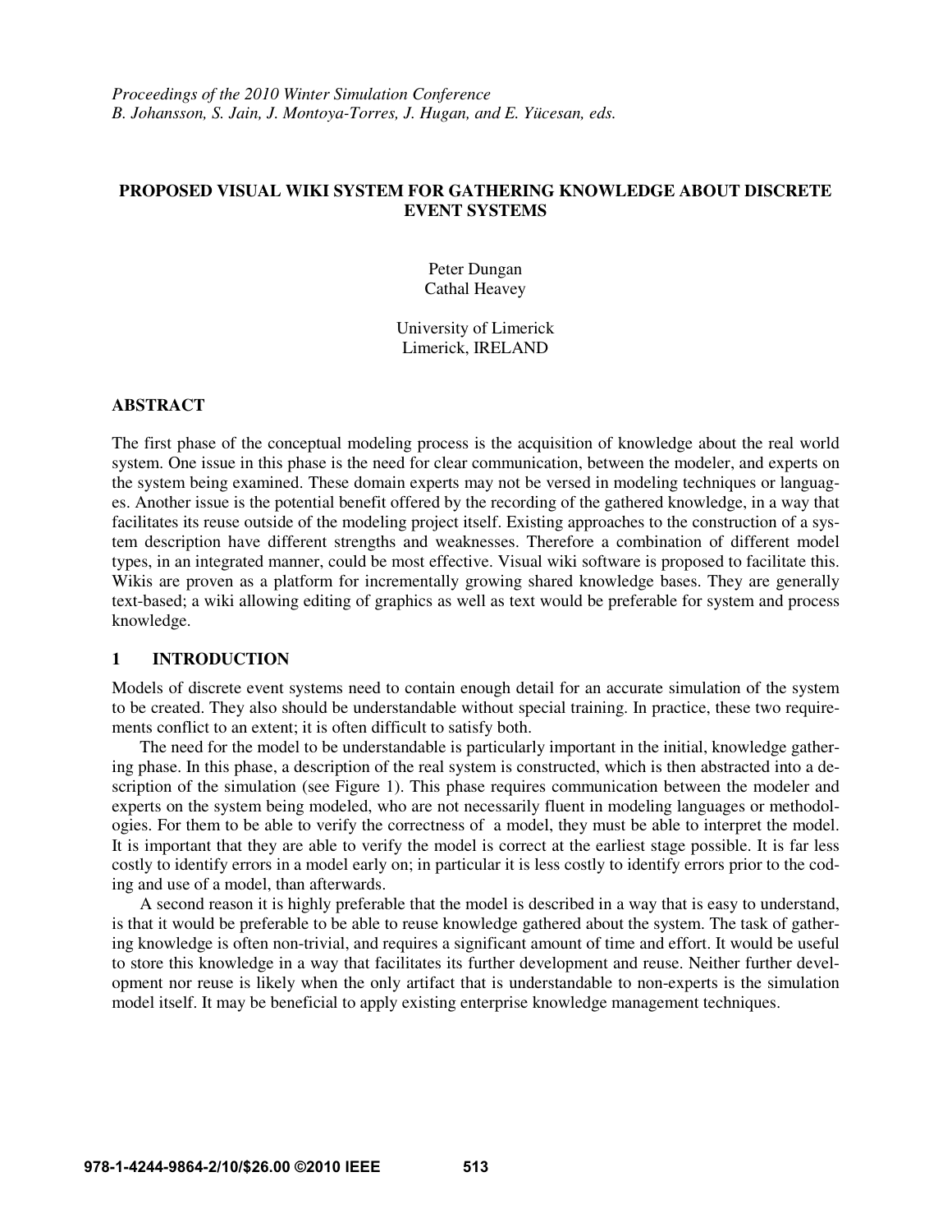*Proceedings of the 2010 Winter Simulation Conference*
*B. Johansson, S. Jain, J. Montoya-Torres, J. Hugan, and E. Yücesan, eds.*

# PROPOSED VISUAL WIKI SYSTEM FOR GATHERING KNOWLEDGE ABOUT DISCRETE EVENT SYSTEMS

Peter Dungan
Cathal Heavey

University of Limerick
Limerick, IRELAND

## ABSTRACT

The first phase of the conceptual modeling process is the acquisition of knowledge about the real world system. One issue in this phase is the need for clear communication, between the modeler, and experts on the system being examined. These domain experts may not be versed in modeling techniques or languages. Another issue is the potential benefit offered by the recording of the gathered knowledge, in a way that facilitates its reuse outside of the modeling project itself. Existing approaches to the construction of a system description have different strengths and weaknesses. Therefore a combination of different model types, in an integrated manner, could be most effective. Visual wiki software is proposed to facilitate this. Wikis are proven as a platform for incrementally growing shared knowledge bases. They are generally text-based; a wiki allowing editing of graphics as well as text would be preferable for system and process knowledge.

## 1 INTRODUCTION

Models of discrete event systems need to contain enough detail for an accurate simulation of the system to be created. They also should be understandable without special training. In practice, these two requirements conflict to an extent; it is often difficult to satisfy both.

The need for the model to be understandable is particularly important in the initial, knowledge gathering phase. In this phase, a description of the real system is constructed, which is then abstracted into a description of the simulation (see Figure 1). This phase requires communication between the modeler and experts on the system being modeled, who are not necessarily fluent in modeling languages or methodologies. For them to be able to verify the correctness of a model, they must be able to interpret the model. It is important that they are able to verify the model is correct at the earliest stage possible. It is far less costly to identify errors in a model early on; in particular it is less costly to identify errors prior to the coding and use of a model, than afterwards.

A second reason it is highly preferable that the model is described in a way that is easy to understand, is that it would be preferable to be able to reuse knowledge gathered about the system. The task of gathering knowledge is often non-trivial, and requires a significant amount of time and effort. It would be useful to store this knowledge in a way that facilitates its further development and reuse. Neither further development nor reuse is likely when the only artifact that is understandable to non-experts is the simulation model itself. It may be beneficial to apply existing enterprise knowledge management techniques.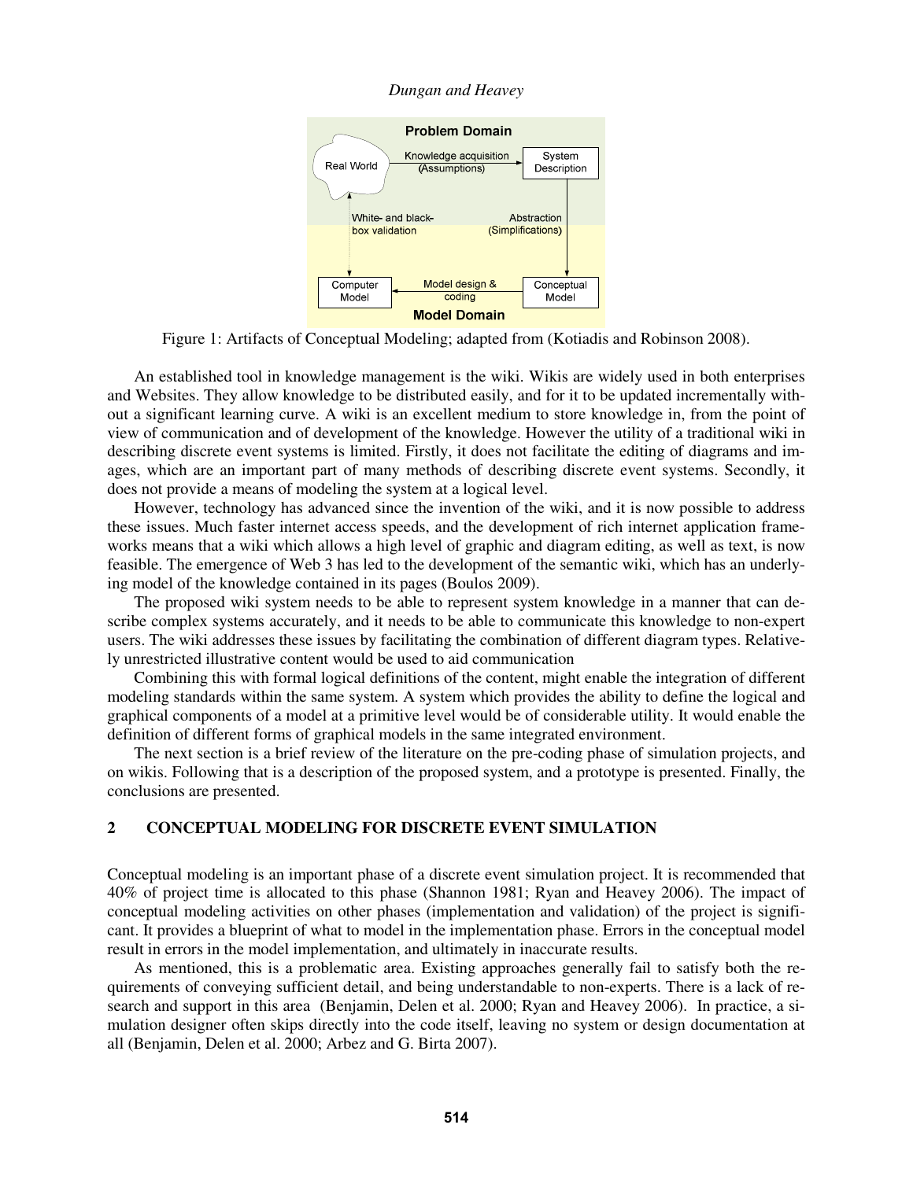Figure 1: Artifacts of Conceptual Modeling; adapted from (Kotiadis and Robinson 2008).

An established tool in knowledge management is the wiki. Wikis are widely used in both enterprises and Websites. They allow knowledge to be distributed easily, and for it to be updated incrementally without a significant learning curve. A wiki is an excellent medium to store knowledge in, from the point of view of communication and of development of the knowledge. However the utility of a traditional wiki in describing discrete event systems is limited. Firstly, it does not facilitate the editing of diagrams and images, which are an important part of many methods of describing discrete event systems. Secondly, it does not provide a means of modeling the system at a logical level.

However, technology has advanced since the invention of the wiki, and it is now possible to address these issues. Much faster internet access speeds, and the development of rich internet application frameworks means that a wiki which allows a high level of graphic and diagram editing, as well as text, is now feasible. The emergence of Web 3 has led to the development of the semantic wiki, which has an underlying model of the knowledge contained in its pages (Boulos 2009).

The proposed wiki system needs to be able to represent system knowledge in a manner that can describe complex systems accurately, and it needs to be able to communicate this knowledge to non-expert users. The wiki addresses these issues by facilitating the combination of different diagram types. Relatively unrestricted illustrative content would be used to aid communication

Combining this with formal logical definitions of the content, might enable the integration of different modeling standards within the same system. A system which provides the ability to define the logical and graphical components of a model at a primitive level would be of considerable utility. It would enable the definition of different forms of graphical models in the same integrated environment.

The next section is a brief review of the literature on the pre-coding phase of simulation projects, and on wikis. Following that is a description of the proposed system, and a prototype is presented. Finally, the conclusions are presented.

## 2 CONCEPTUAL MODELING FOR DISCRETE EVENT SIMULATION

Conceptual modeling is an important phase of a discrete event simulation project. It is recommended that 40% of project time is allocated to this phase (Shannon 1981; Ryan and Heavey 2006). The impact of conceptual modeling activities on other phases (implementation and validation) of the project is significant. It provides a blueprint of what to model in the implementation phase. Errors in the conceptual model result in errors in the model implementation, and ultimately in inaccurate results.

As mentioned, this is a problematic area. Existing approaches generally fail to satisfy both the requirements of conveying sufficient detail, and being understandable to non-experts. There is a lack of research and support in this area (Benjamin, Delen et al. 2000; Ryan and Heavey 2006). In practice, a simulation designer often skips directly into the code itself, leaving no system or design documentation at all (Benjamin, Delen et al. 2000; Arbez and G. Birta 2007).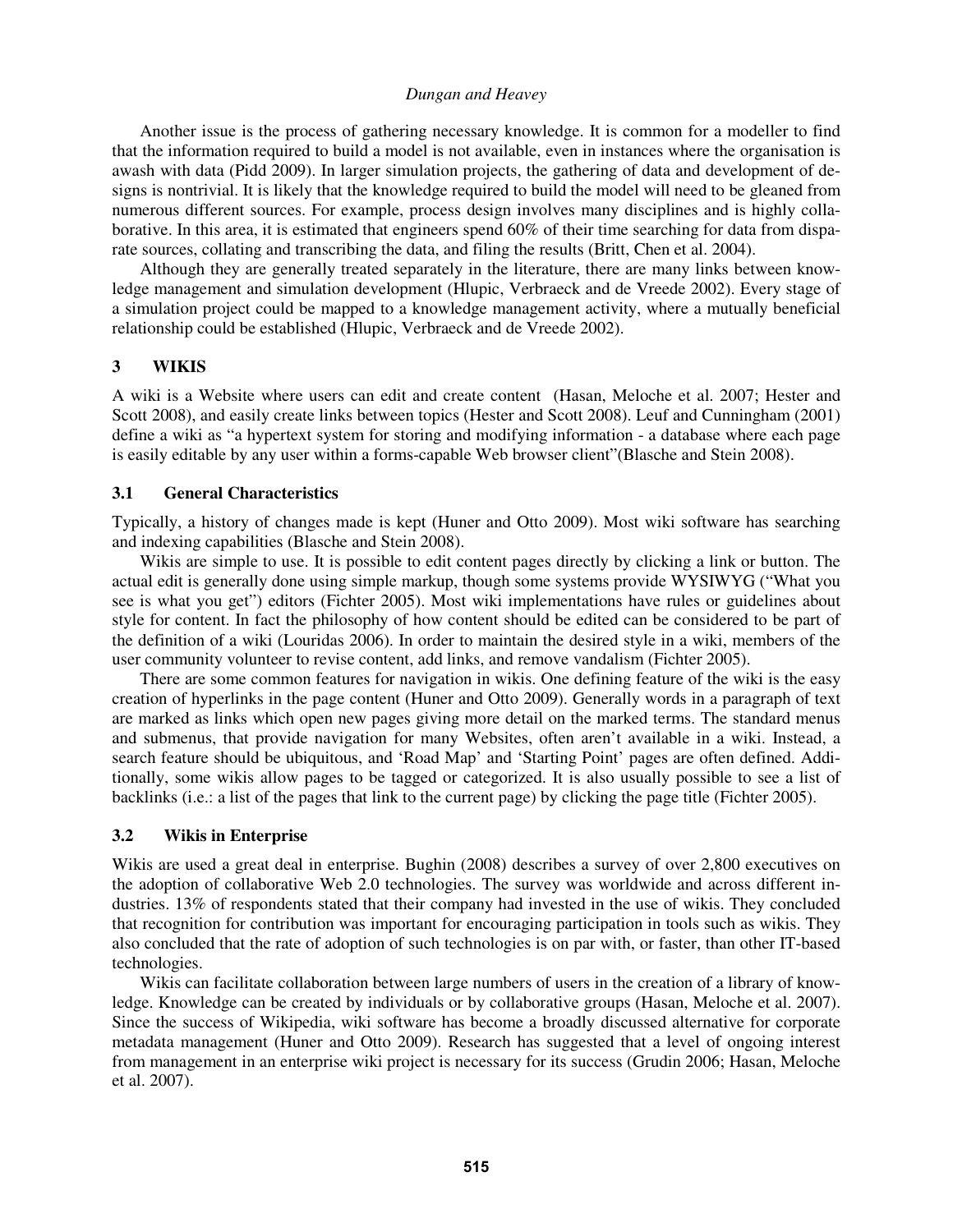Another issue is the process of gathering necessary knowledge. It is common for a modeller to find that the information required to build a model is not available, even in instances where the organisation is awash with data (Pidd 2009). In larger simulation projects, the gathering of data and development of designs is nontrivial. It is likely that the knowledge required to build the model will need to be gleaned from numerous different sources. For example, process design involves many disciplines and is highly collaborative. In this area, it is estimated that engineers spend 60% of their time searching for data from disparate sources, collating and transcribing the data, and filing the results (Britt, Chen et al. 2004).

Although they are generally treated separately in the literature, there are many links between knowledge management and simulation development (Hlupic, Verbraeck and de Vreede 2002). Every stage of a simulation project could be mapped to a knowledge management activity, where a mutually beneficial relationship could be established (Hlupic, Verbraeck and de Vreede 2002).

## 3 WIKIS

A wiki is a Website where users can edit and create content (Hasan, Meloche et al. 2007; Hester and Scott 2008), and easily create links between topics (Hester and Scott 2008). Leuf and Cunningham (2001) define a wiki as "a hypertext system for storing and modifying information - a database where each page is easily editable by any user within a forms-capable Web browser client"(Blasche and Stein 2008).

### 3.1 General Characteristics

Typically, a history of changes made is kept (Huner and Otto 2009). Most wiki software has searching and indexing capabilities (Blasche and Stein 2008).

Wikis are simple to use. It is possible to edit content pages directly by clicking a link or button. The actual edit is generally done using simple markup, though some systems provide WYSIWYG ("What you see is what you get") editors (Fichter 2005). Most wiki implementations have rules or guidelines about style for content. In fact the philosophy of how content should be edited can be considered to be part of the definition of a wiki (Louridas 2006). In order to maintain the desired style in a wiki, members of the user community volunteer to revise content, add links, and remove vandalism (Fichter 2005).

There are some common features for navigation in wikis. One defining feature of the wiki is the easy creation of hyperlinks in the page content (Huner and Otto 2009). Generally words in a paragraph of text are marked as links which open new pages giving more detail on the marked terms. The standard menus and submenus, that provide navigation for many Websites, often aren't available in a wiki. Instead, a search feature should be ubiquitous, and 'Road Map' and 'Starting Point' pages are often defined. Additionally, some wikis allow pages to be tagged or categorized. It is also usually possible to see a list of backlinks (i.e.: a list of the pages that link to the current page) by clicking the page title (Fichter 2005).

### 3.2 Wikis in Enterprise

Wikis are used a great deal in enterprise. Bughin (2008) describes a survey of over 2,800 executives on the adoption of collaborative Web 2.0 technologies. The survey was worldwide and across different industries. 13% of respondents stated that their company had invested in the use of wikis. They concluded that recognition for contribution was important for encouraging participation in tools such as wikis. They also concluded that the rate of adoption of such technologies is on par with, or faster, than other IT-based technologies.

Wikis can facilitate collaboration between large numbers of users in the creation of a library of knowledge. Knowledge can be created by individuals or by collaborative groups (Hasan, Meloche et al. 2007). Since the success of Wikipedia, wiki software has become a broadly discussed alternative for corporate metadata management (Huner and Otto 2009). Research has suggested that a level of ongoing interest from management in an enterprise wiki project is necessary for its success (Grudin 2006; Hasan, Meloche et al. 2007).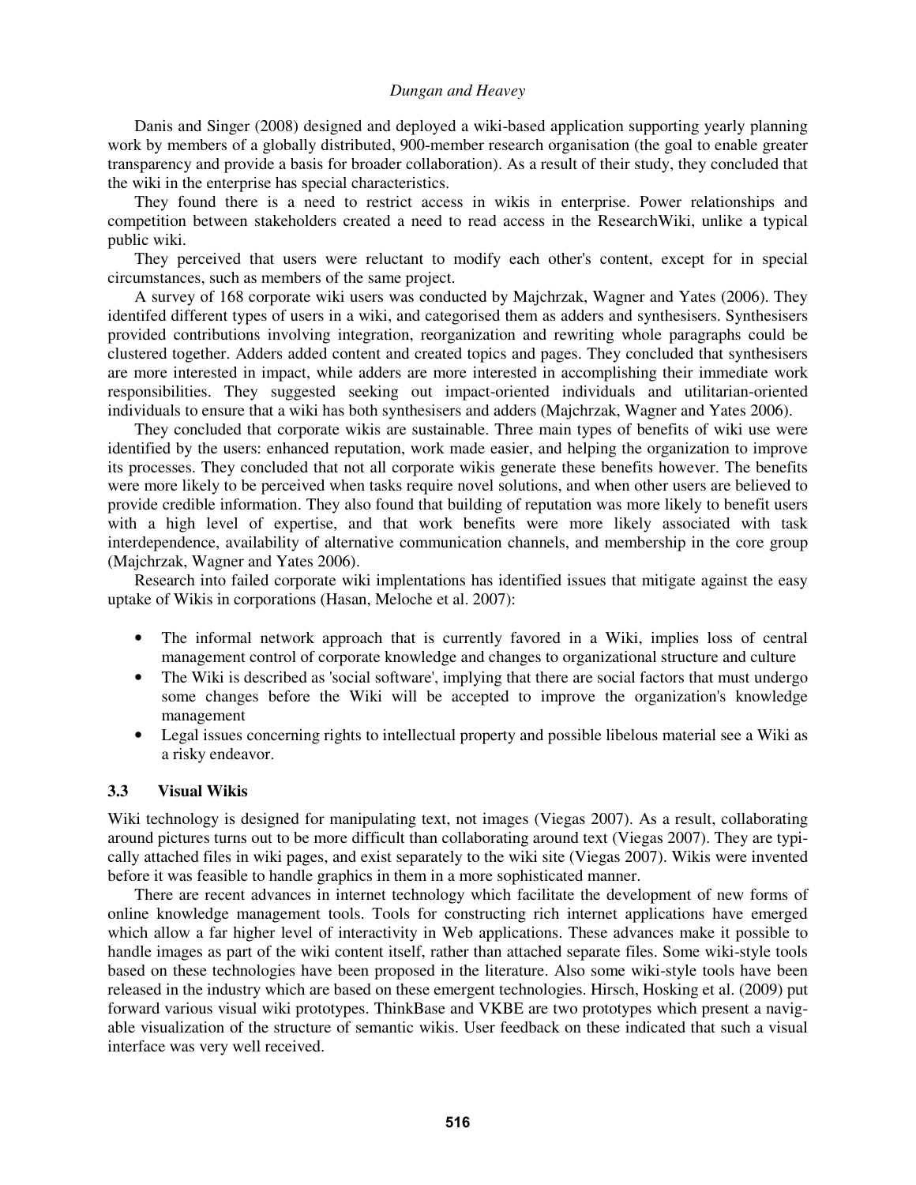Danis and Singer (2008) designed and deployed a wiki-based application supporting yearly planning work by members of a globally distributed, 900-member research organisation (the goal to enable greater transparency and provide a basis for broader collaboration). As a result of their study, they concluded that the wiki in the enterprise has special characteristics.

They found there is a need to restrict access in wikis in enterprise. Power relationships and competition between stakeholders created a need to read access in the ResearchWiki, unlike a typical public wiki.

They perceived that users were reluctant to modify each other's content, except for in special circumstances, such as members of the same project.

A survey of 168 corporate wiki users was conducted by Majchrzak, Wagner and Yates (2006). They identifed different types of users in a wiki, and categorised them as adders and synthesisers. Synthesisers provided contributions involving integration, reorganization and rewriting whole paragraphs could be clustered together. Adders added content and created topics and pages. They concluded that synthesisers are more interested in impact, while adders are more interested in accomplishing their immediate work responsibilities. They suggested seeking out impact-oriented individuals and utilitarian-oriented individuals to ensure that a wiki has both synthesisers and adders (Majchrzak, Wagner and Yates 2006).

They concluded that corporate wikis are sustainable. Three main types of benefits of wiki use were identified by the users: enhanced reputation, work made easier, and helping the organization to improve its processes. They concluded that not all corporate wikis generate these benefits however. The benefits were more likely to be perceived when tasks require novel solutions, and when other users are believed to provide credible information. They also found that building of reputation was more likely to benefit users with a high level of expertise, and that work benefits were more likely associated with task interdependence, availability of alternative communication channels, and membership in the core group (Majchrzak, Wagner and Yates 2006).

Research into failed corporate wiki implentations has identified issues that mitigate against the easy uptake of Wikis in corporations (Hasan, Meloche et al. 2007):

- The informal network approach that is currently favored in a Wiki, implies loss of central management control of corporate knowledge and changes to organizational structure and culture
- The Wiki is described as 'social software', implying that there are social factors that must undergo some changes before the Wiki will be accepted to improve the organization's knowledge management
- Legal issues concerning rights to intellectual property and possible libelous material see a Wiki as a risky endeavor.

### 3.3 Visual Wikis

Wiki technology is designed for manipulating text, not images (Viegas 2007). As a result, collaborating around pictures turns out to be more difficult than collaborating around text (Viegas 2007). They are typically attached files in wiki pages, and exist separately to the wiki site (Viegas 2007). Wikis were invented before it was feasible to handle graphics in them in a more sophisticated manner.

There are recent advances in internet technology which facilitate the development of new forms of online knowledge management tools. Tools for constructing rich internet applications have emerged which allow a far higher level of interactivity in Web applications. These advances make it possible to handle images as part of the wiki content itself, rather than attached separate files. Some wiki-style tools based on these technologies have been proposed in the literature. Also some wiki-style tools have been released in the industry which are based on these emergent technologies. Hirsch, Hosking et al. (2009) put forward various visual wiki prototypes. ThinkBase and VKBE are two prototypes which present a navigable visualization of the structure of semantic wikis. User feedback on these indicated that such a visual interface was very well received.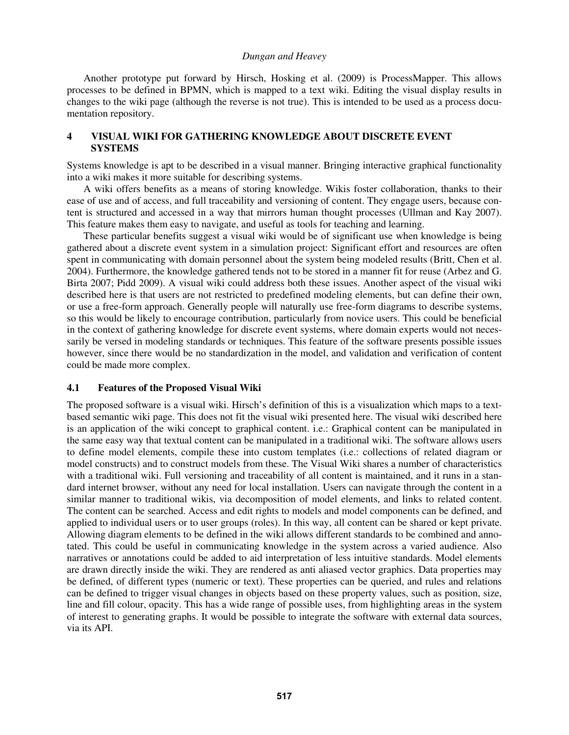Another prototype put forward by Hirsch, Hosking et al. (2009) is ProcessMapper. This allows processes to be defined in BPMN, which is mapped to a text wiki. Editing the visual display results in changes to the wiki page (although the reverse is not true). This is intended to be used as a process documentation repository.

## 4 VISUAL WIKI FOR GATHERING KNOWLEDGE ABOUT DISCRETE EVENT SYSTEMS

Systems knowledge is apt to be described in a visual manner. Bringing interactive graphical functionality into a wiki makes it more suitable for describing systems.

A wiki offers benefits as a means of storing knowledge. Wikis foster collaboration, thanks to their ease of use and of access, and full traceability and versioning of content. They engage users, because content is structured and accessed in a way that mirrors human thought processes (Ullman and Kay 2007). This feature makes them easy to navigate, and useful as tools for teaching and learning.

These particular benefits suggest a visual wiki would be of significant use when knowledge is being gathered about a discrete event system in a simulation project: Significant effort and resources are often spent in communicating with domain personnel about the system being modeled results (Britt, Chen et al. 2004). Furthermore, the knowledge gathered tends not to be stored in a manner fit for reuse (Arbez and G. Birta 2007; Pidd 2009). A visual wiki could address both these issues. Another aspect of the visual wiki described here is that users are not restricted to predefined modeling elements, but can define their own, or use a free-form approach. Generally people will naturally use free-form diagrams to describe systems, so this would be likely to encourage contribution, particularly from novice users. This could be beneficial in the context of gathering knowledge for discrete event systems, where domain experts would not necessarily be versed in modeling standards or techniques. This feature of the software presents possible issues however, since there would be no standardization in the model, and validation and verification of content could be made more complex.

### 4.1 Features of the Proposed Visual Wiki

The proposed software is a visual wiki. Hirsch's definition of this is a visualization which maps to a text-based semantic wiki page. This does not fit the visual wiki presented here. The visual wiki described here is an application of the wiki concept to graphical content. i.e.: Graphical content can be manipulated in the same easy way that textual content can be manipulated in a traditional wiki. The software allows users to define model elements, compile these into custom templates (i.e.: collections of related diagram or model constructs) and to construct models from these. The Visual Wiki shares a number of characteristics with a traditional wiki. Full versioning and traceability of all content is maintained, and it runs in a standard internet browser, without any need for local installation. Users can navigate through the content in a similar manner to traditional wikis, via decomposition of model elements, and links to related content. The content can be searched. Access and edit rights to models and model components can be defined, and applied to individual users or to user groups (roles). In this way, all content can be shared or kept private. Allowing diagram elements to be defined in the wiki allows different standards to be combined and annotated. This could be useful in communicating knowledge in the system across a varied audience. Also narratives or annotations could be added to aid interpretation of less intuitive standards. Model elements are drawn directly inside the wiki. They are rendered as anti aliased vector graphics. Data properties may be defined, of different types (numeric or text). These properties can be queried, and rules and relations can be defined to trigger visual changes in objects based on these property values, such as position, size, line and fill colour, opacity. This has a wide range of possible uses, from highlighting areas in the system of interest to generating graphs. It would be possible to integrate the software with external data sources, via its API.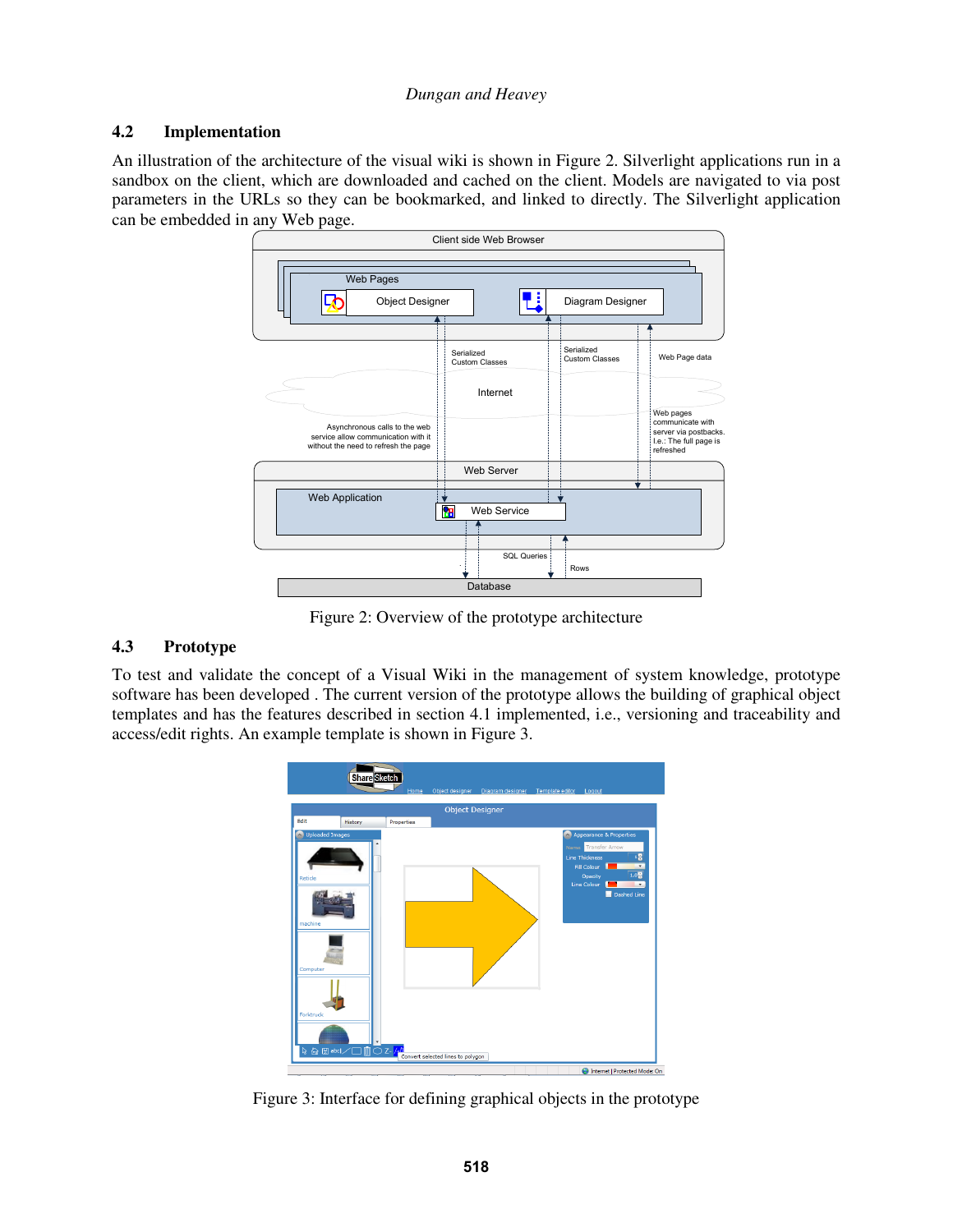### 4.2 Implementation

An illustration of the architecture of the visual wiki is shown in Figure 2. Silverlight applications run in a sandbox on the client, which are downloaded and cached on the client. Models are navigated to via post parameters in the URLs so they can be bookmarked, and linked to directly. The Silverlight application can be embedded in any Web page.

Figure 2: Overview of the prototype architecture

### 4.3 Prototype

To test and validate the concept of a Visual Wiki in the management of system knowledge, prototype software has been developed . The current version of the prototype allows the building of graphical object templates and has the features described in section 4.1 implemented, i.e., versioning and traceability and access/edit rights. An example template is shown in Figure 3.

Figure 3: Interface for defining graphical objects in the prototype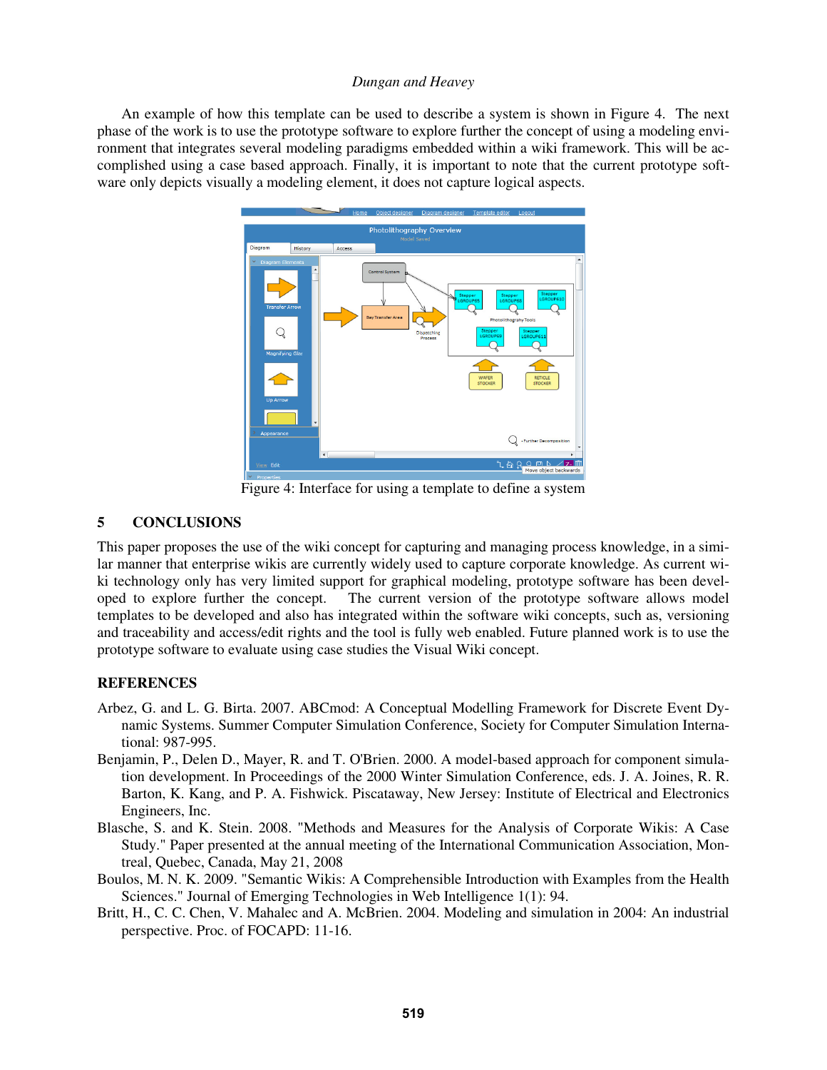An example of how this template can be used to describe a system is shown in Figure 4. The next phase of the work is to use the prototype software to explore further the concept of using a modeling environment that integrates several modeling paradigms embedded within a wiki framework. This will be accomplished using a case based approach. Finally, it is important to note that the current prototype software only depicts visually a modeling element, it does not capture logical aspects.

Figure 4: Interface for using a template to define a system

## 5 CONCLUSIONS

This paper proposes the use of the wiki concept for capturing and managing process knowledge, in a similar manner that enterprise wikis are currently widely used to capture corporate knowledge. As current wiki technology only has very limited support for graphical modeling, prototype software has been developed to explore further the concept. The current version of the prototype software allows model templates to be developed and also has integrated within the software wiki concepts, such as, versioning and traceability and access/edit rights and the tool is fully web enabled. Future planned work is to use the prototype software to evaluate using case studies the Visual Wiki concept.

## REFERENCES

Arbez, G. and L. G. Birta. 2007. ABCmod: A Conceptual Modelling Framework for Discrete Event Dynamic Systems. Summer Computer Simulation Conference, Society for Computer Simulation International: 987-995.

Benjamin, P., Delen D., Mayer, R. and T. O'Brien. 2000. A model-based approach for component simulation development. In Proceedings of the 2000 Winter Simulation Conference, eds. J. A. Joines, R. R. Barton, K. Kang, and P. A. Fishwick. Piscataway, New Jersey: Institute of Electrical and Electronics Engineers, Inc.

Blasche, S. and K. Stein. 2008. "Methods and Measures for the Analysis of Corporate Wikis: A Case Study." Paper presented at the annual meeting of the International Communication Association, Montreal, Quebec, Canada, May 21, 2008

Boulos, M. N. K. 2009. "Semantic Wikis: A Comprehensible Introduction with Examples from the Health Sciences." Journal of Emerging Technologies in Web Intelligence 1(1): 94.

Britt, H., C. C. Chen, V. Mahalec and A. McBrien. 2004. Modeling and simulation in 2004: An industrial perspective. Proc. of FOCAPD: 11-16.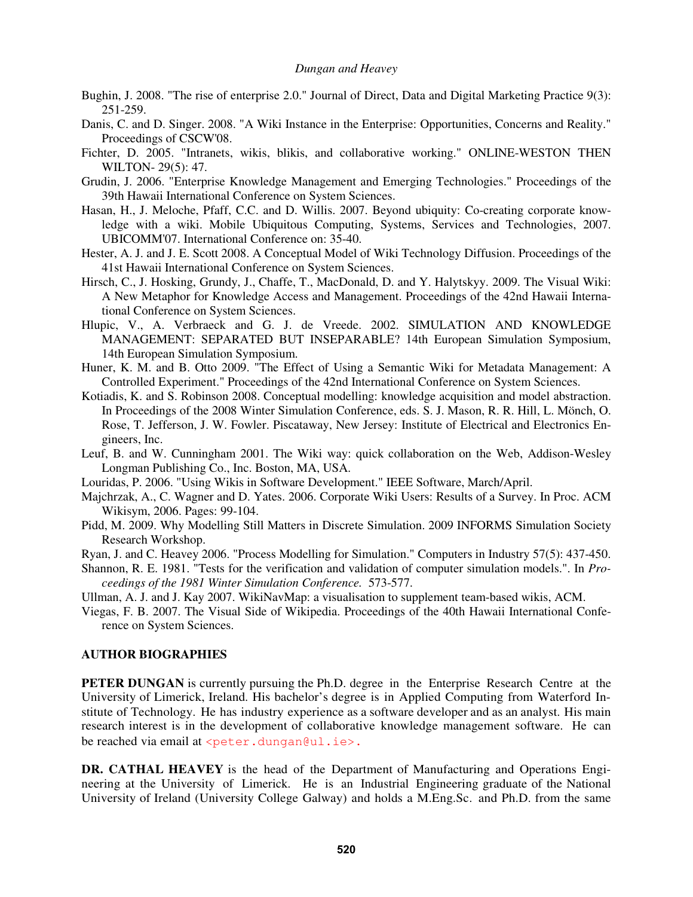Bughin, J. 2008. "The rise of enterprise 2.0." Journal of Direct, Data and Digital Marketing Practice 9(3): 251-259.

Danis, C. and D. Singer. 2008. "A Wiki Instance in the Enterprise: Opportunities, Concerns and Reality." Proceedings of CSCW'08.

Fichter, D. 2005. "Intranets, wikis, blikis, and collaborative working." ONLINE-WESTON THEN WILTON- 29(5): 47.

Grudin, J. 2006. "Enterprise Knowledge Management and Emerging Technologies." Proceedings of the 39th Hawaii International Conference on System Sciences.

Hasan, H., J. Meloche, Pfaff, C.C. and D. Willis. 2007. Beyond ubiquity: Co-creating corporate knowledge with a wiki. Mobile Ubiquitous Computing, Systems, Services and Technologies, 2007. UBICOMM'07. International Conference on: 35-40.

Hester, A. J. and J. E. Scott 2008. A Conceptual Model of Wiki Technology Diffusion. Proceedings of the 41st Hawaii International Conference on System Sciences.

Hirsch, C., J. Hosking, Grundy, J., Chaffe, T., MacDonald, D. and Y. Halytskyy. 2009. The Visual Wiki: A New Metaphor for Knowledge Access and Management. Proceedings of the 42nd Hawaii International Conference on System Sciences.

Hlupic, V., A. Verbraeck and G. J. de Vreede. 2002. SIMULATION AND KNOWLEDGE MANAGEMENT: SEPARATED BUT INSEPARABLE? 14th European Simulation Symposium, 14th European Simulation Symposium.

Huner, K. M. and B. Otto 2009. "The Effect of Using a Semantic Wiki for Metadata Management: A Controlled Experiment." Proceedings of the 42nd International Conference on System Sciences.

Kotiadis, K. and S. Robinson 2008. Conceptual modelling: knowledge acquisition and model abstraction. In Proceedings of the 2008 Winter Simulation Conference, eds. S. J. Mason, R. R. Hill, L. Mönch, O. Rose, T. Jefferson, J. W. Fowler. Piscataway, New Jersey: Institute of Electrical and Electronics Engineers, Inc.

Leuf, B. and W. Cunningham 2001. The Wiki way: quick collaboration on the Web, Addison-Wesley Longman Publishing Co., Inc. Boston, MA, USA.

Louridas, P. 2006. "Using Wikis in Software Development." IEEE Software, March/April.

Majchrzak, A., C. Wagner and D. Yates. 2006. Corporate Wiki Users: Results of a Survey. In Proc. ACM Wikisym, 2006. Pages: 99-104.

Pidd, M. 2009. Why Modelling Still Matters in Discrete Simulation. 2009 INFORMS Simulation Society Research Workshop.

Ryan, J. and C. Heavey 2006. "Process Modelling for Simulation." Computers in Industry 57(5): 437-450.

Shannon, R. E. 1981. "Tests for the verification and validation of computer simulation models.". In *Proceedings of the 1981 Winter Simulation Conference.* 573-577.

Ullman, A. J. and J. Kay 2007. WikiNavMap: a visualisation to supplement team-based wikis, ACM.

Viegas, F. B. 2007. The Visual Side of Wikipedia. Proceedings of the 40th Hawaii International Conference on System Sciences.

## AUTHOR BIOGRAPHIES

**PETER DUNGAN** is currently pursuing the Ph.D. degree in the Enterprise Research Centre at the University of Limerick, Ireland. His bachelor's degree is in Applied Computing from Waterford Institute of Technology. He has industry experience as a software developer and as an analyst. His main research interest is in the development of collaborative knowledge management software. He can be reached via email at <peter.dungan@ul.ie>.

**DR. CATHAL HEAVEY** is the head of the Department of Manufacturing and Operations Engineering at the University of Limerick. He is an Industrial Engineering graduate of the National University of Ireland (University College Galway) and holds a M.Eng.Sc. and Ph.D. from the same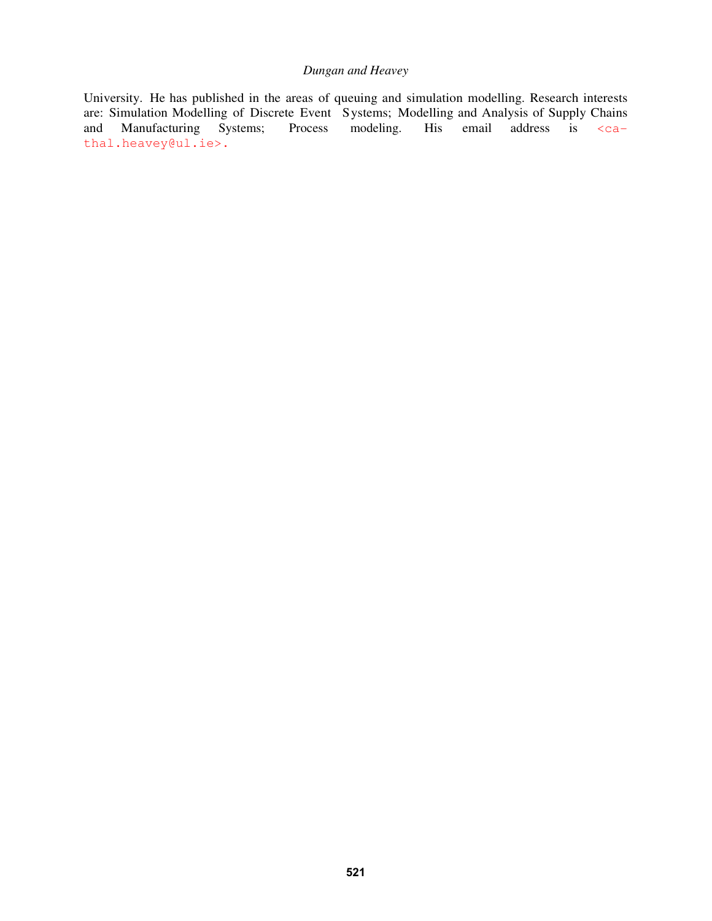University. He has published in the areas of queuing and simulation modelling. Research interests are: Simulation Modelling of Discrete Event Systems; Modelling and Analysis of Supply Chains and Manufacturing Systems; Process modeling. His email address is <cathal.heavey@ul.ie>.